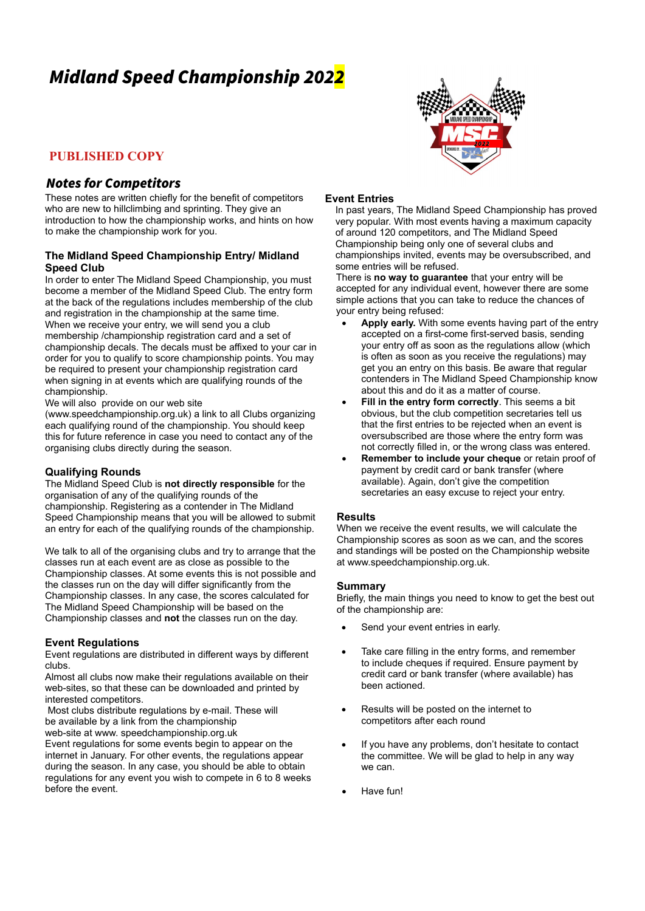# *Midland Speed Championship 2022*

**PUBLISHED COPY**

## *Notes for Competitors*

These notes are written chiefly for the benefit of competitors who are new to hillclimbing and sprinting. They give an introduction to how the championship works, and hints on how to make the championship work for you.

### The Midland Speed Championship Entry/ Midland Speed Club

In order to enter The Midland Speed Championship, you must become a member of the Midland Speed Club. The entry form at the back of the regulations includes membership of the club and registration in the championship at the same time.

When we receive your entry, we will send you a club membership /championship registration card and a set of championship decals. The decals must be affixed to your car in order for you to qualify to score championship points. You may be required to present your championship registration card when signing in at events which are qualifying rounds of the championship.

We will also provide on our web site (www.speedchampionship.org.uk) a link to all Clubs organizing each qualifying round of the championship. You should keep this for future reference in case you need to contact any of the organising clubs directly during the season.

### Qualifying Rounds

The Midland Speed Club is **not directly responsible** for the organisation of any of the qualifying rounds of the championship. Registering as a contender in The Midland Speed Championship means that you will be allowed to submit an entry for each of the qualifying rounds of the championship.

We talk to all of the organising clubs and try to arrange that the classes run at each event are as close as possible to the Championship classes. At some events this is not possible and the classes run on the day will differ significantly from the Championship classes. In any case, the scores calculated for The Midland Speed Championship will be based on the Championship classes and **not** the classes run on the day.

### Event Regulations

Event regulations are distributed in different ways by different clubs.

Almost all clubs now make their regulations available on their web-sites, so that these can be downloaded and printed by interested competitors.

Most clubs distribute regulations by e-mail. These will be available by a link from the championship web-site at www. speedchampionship.org.uk

Event regulations for some events begin to appear on the internet in January. For other events, the regulations appear during the season. In any case, you should be able to obtain regulations for any event you wish to compete in 6 to 8 weeks before the event.

### Event Entries

In past years, The Midland Speed Championship has proved very popular. With most events having a maximum capacity of around 120 competitors, and The Midland Speed Championship being only one of several clubs and championships invited, events may be oversubscribed, and some entries will be refused.

There is **no way to guarantee** that your entry will be accepted for any individual event, however there are some simple actions that you can take to reduce the chances of your entry being refused:

- **Apply early.** With some events having part of the entry accepted on a first-come first-served basis, sending your entry off as soon as the regulations allow (which is often as soon as you receive the regulations) may get you an entry on this basis. Be aware that regular contenders in The Midland Speed Championship know about this and do it as a matter of course.
- **Fill in the entry form correctly**. This seems a bit obvious, but the club competition secretaries tell us that the first entries to be rejected when an event is oversubscribed are those where the entry form was not correctly filled in, or the wrong class was entered.
- **Remember to include your cheque** or retain proof of payment by credit card or bank transfer (where available). Again, don't give the competition secretaries an easy excuse to reject your entry.

### Results

When we receive the event results, we will calculate the Championship scores as soon as we can, and the scores and standings will be posted on the Championship website at www.speedchampionship.org.uk.

### Summary

Briefly, the main things you need to know to get the best out of the championship are:

- Send your event entries in early.
- Take care filling in the entry forms, and remember to include cheques if required. Ensure payment by credit card or bank transfer (where available) has been actioned.
- Results will be posted on the internet to competitors after each round
- If you have any problems, don't hesitate to contact the committee. We will be glad to help in any way we can.
- Have fun!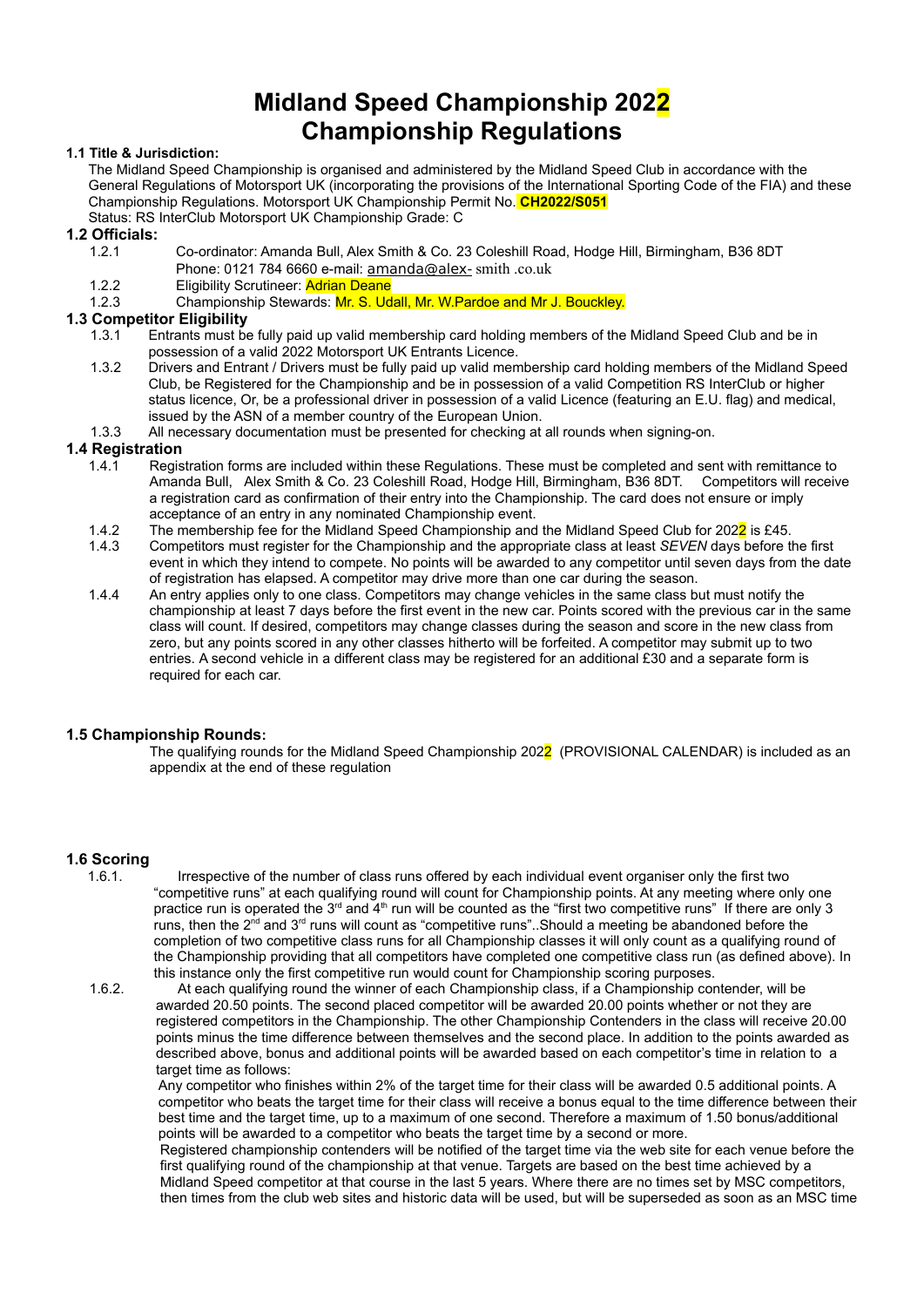# Midland Speed Championship 2022
# Championship Regulations

### 1.1 Title & Jurisdiction:

The Midland Speed Championship is organised and administered by the Midland Speed Club in accordance with the General Regulations of Motorsport UK (incorporating the provisions of the International Sporting Code of the FIA) and these Championship Regulations. Motorsport UK Championship Permit No. **CH2022/S051**

Status: RS InterClub Motorsport UK Championship Grade: C

### 1.2 Officials:

1.2.1 Co-ordinator: Amanda Bull, Alex Smith & Co. 23 Coleshill Road, Hodge Hill, Birmingham, B36 8DT
Phone: 0121 784 6660 e-mail: amanda@alex- smith .co.uk

1.2.2 Eligibility Scrutineer: Adrian Deane

1.2.3 Championship Stewards: Mr. S. Udall, Mr. W.Pardoe and Mr J. Bouckley.

### 1.3 Competitor Eligibility

1.3.1 Entrants must be fully paid up valid membership card holding members of the Midland Speed Club and be in possession of a valid 2022 Motorsport UK Entrants Licence.

1.3.2 Drivers and Entrant / Drivers must be fully paid up valid membership card holding members of the Midland Speed Club, be Registered for the Championship and be in possession of a valid Competition RS InterClub or higher status licence, Or, be a professional driver in possession of a valid Licence (featuring an E.U. flag) and medical, issued by the ASN of a member country of the European Union.

1.3.3 All necessary documentation must be presented for checking at all rounds when signing-on.

### 1.4 Registration

1.4.1 Registration forms are included within these Regulations. These must be completed and sent with remittance to Amanda Bull, Alex Smith & Co. 23 Coleshill Road, Hodge Hill, Birmingham, B36 8DT. Competitors will receive a registration card as confirmation of their entry into the Championship. The card does not ensure or imply acceptance of an entry in any nominated Championship event.

1.4.2 The membership fee for the Midland Speed Championship and the Midland Speed Club for 2022 is £45.

1.4.3 Competitors must register for the Championship and the appropriate class at least *SEVEN* days before the first event in which they intend to compete. No points will be awarded to any competitor until seven days from the date of registration has elapsed. A competitor may drive more than one car during the season.

1.4.4 An entry applies only to one class. Competitors may change vehicles in the same class but must notify the championship at least 7 days before the first event in the new car. Points scored with the previous car in the same class will count. If desired, competitors may change classes during the season and score in the new class from zero, but any points scored in any other classes hitherto will be forfeited. A competitor may submit up to two entries. A second vehicle in a different class may be registered for an additional £30 and a separate form is required for each car.

### 1.5 Championship Rounds:

The qualifying rounds for the Midland Speed Championship 2022 (PROVISIONAL CALENDAR) is included as an appendix at the end of these regulation

### 1.6 Scoring

1.6.1. Irrespective of the number of class runs offered by each individual event organiser only the first two "competitive runs" at each qualifying round will count for Championship points. At any meeting where only one practice run is operated the 3rd and 4th run will be counted as the "first two competitive runs" If there are only 3 runs, then the 2nd and 3rd runs will count as "competitive runs"..Should a meeting be abandoned before the completion of two competitive class runs for all Championship classes it will only count as a qualifying round of the Championship providing that all competitors have completed one competitive class run (as defined above). In this instance only the first competitive run would count for Championship scoring purposes.

1.6.2. At each qualifying round the winner of each Championship class, if a Championship contender, will be awarded 20.50 points. The second placed competitor will be awarded 20.00 points whether or not they are registered competitors in the Championship. The other Championship Contenders in the class will receive 20.00 points minus the time difference between themselves and the second place. In addition to the points awarded as described above, bonus and additional points will be awarded based on each competitor's time in relation to a target time as follows:

Any competitor who finishes within 2% of the target time for their class will be awarded 0.5 additional points. A competitor who beats the target time for their class will receive a bonus equal to the time difference between their best time and the target time, up to a maximum of one second. Therefore a maximum of 1.50 bonus/additional points will be awarded to a competitor who beats the target time by a second or more.

Registered championship contenders will be notified of the target time via the web site for each venue before the first qualifying round of the championship at that venue. Targets are based on the best time achieved by a Midland Speed competitor at that course in the last 5 years. Where there are no times set by MSC competitors, then times from the club web sites and historic data will be used, but will be superseded as soon as an MSC time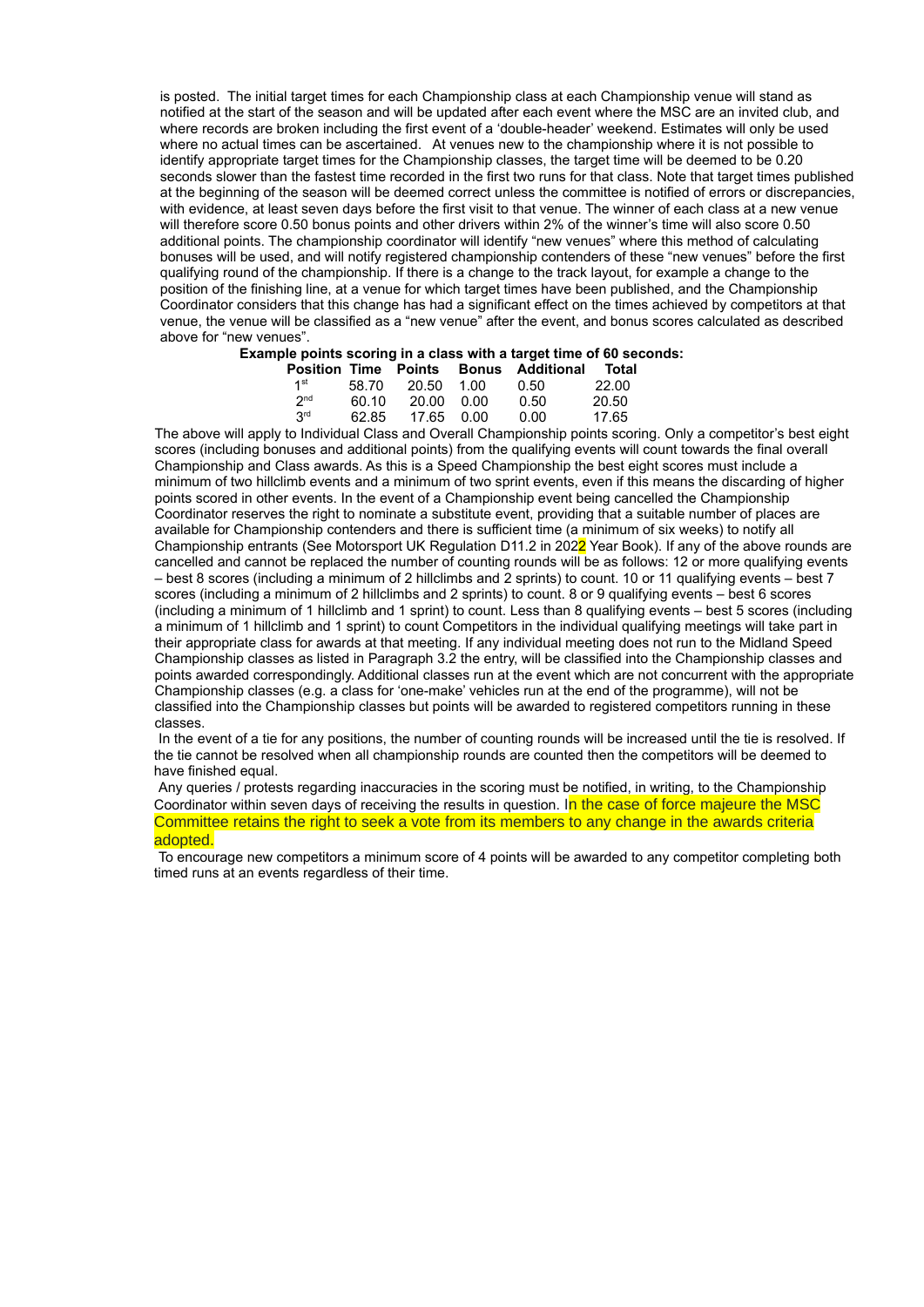is posted. The initial target times for each Championship class at each Championship venue will stand as notified at the start of the season and will be updated after each event where the MSC are an invited club, and where records are broken including the first event of a 'double-header' weekend. Estimates will only be used where no actual times can be ascertained. At venues new to the championship where it is not possible to identify appropriate target times for the Championship classes, the target time will be deemed to be 0.20 seconds slower than the fastest time recorded in the first two runs for that class. Note that target times published at the beginning of the season will be deemed correct unless the committee is notified of errors or discrepancies, with evidence, at least seven days before the first visit to that venue. The winner of each class at a new venue will therefore score 0.50 bonus points and other drivers within 2% of the winner's time will also score 0.50 additional points. The championship coordinator will identify "new venues" where this method of calculating bonuses will be used, and will notify registered championship contenders of these "new venues" before the first qualifying round of the championship. If there is a change to the track layout, for example a change to the position of the finishing line, at a venue for which target times have been published, and the Championship Coordinator considers that this change has had a significant effect on the times achieved by competitors at that venue, the venue will be classified as a "new venue" after the event, and bonus scores calculated as described above for "new venues".

**Example points scoring in a class with a target time of 60 seconds:**

| Position | Time | Points | Bonus | Additional | Total |
|---|---|---|---|---|---|
| 1st | 58.70 | 20.50 | 1.00 | 0.50 | 22.00 |
| 2nd | 60.10 | 20.00 | 0.00 | 0.50 | 20.50 |
| 3rd | 62.85 | 17.65 | 0.00 | 0.00 | 17.65 |

The above will apply to Individual Class and Overall Championship points scoring. Only a competitor's best eight scores (including bonuses and additional points) from the qualifying events will count towards the final overall Championship and Class awards. As this is a Speed Championship the best eight scores must include a minimum of two hillclimb events and a minimum of two sprint events, even if this means the discarding of higher points scored in other events. In the event of a Championship event being cancelled the Championship Coordinator reserves the right to nominate a substitute event, providing that a suitable number of places are available for Championship contenders and there is sufficient time (a minimum of six weeks) to notify all Championship entrants (See Motorsport UK Regulation D11.2 in 2022 Year Book). If any of the above rounds are cancelled and cannot be replaced the number of counting rounds will be as follows: 12 or more qualifying events – best 8 scores (including a minimum of 2 hillclimbs and 2 sprints) to count. 10 or 11 qualifying events – best 7 scores (including a minimum of 2 hillclimbs and 2 sprints) to count. 8 or 9 qualifying events – best 6 scores (including a minimum of 1 hillclimb and 1 sprint) to count. Less than 8 qualifying events – best 5 scores (including a minimum of 1 hillclimb and 1 sprint) to count Competitors in the individual qualifying meetings will take part in their appropriate class for awards at that meeting. If any individual meeting does not run to the Midland Speed Championship classes as listed in Paragraph 3.2 the entry, will be classified into the Championship classes and points awarded correspondingly. Additional classes run at the event which are not concurrent with the appropriate Championship classes (e.g. a class for 'one-make' vehicles run at the end of the programme), will not be classified into the Championship classes but points will be awarded to registered competitors running in these classes.

In the event of a tie for any positions, the number of counting rounds will be increased until the tie is resolved. If the tie cannot be resolved when all championship rounds are counted then the competitors will be deemed to have finished equal.

Any queries / protests regarding inaccuracies in the scoring must be notified, in writing, to the Championship Coordinator within seven days of receiving the results in question. In the case of force majeure the MSC Committee retains the right to seek a vote from its members to any change in the awards criteria adopted.

To encourage new competitors a minimum score of 4 points will be awarded to any competitor completing both timed runs at an events regardless of their time.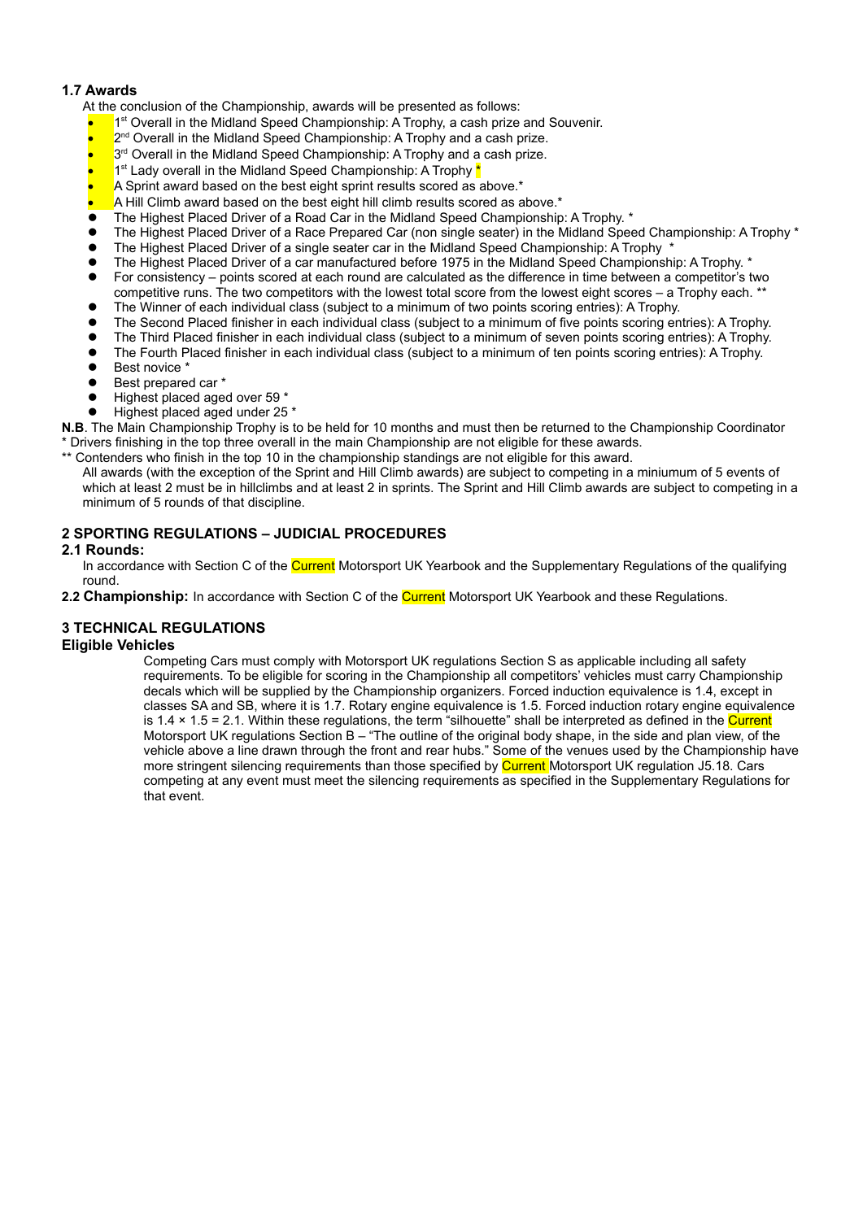### 1.7 Awards

At the conclusion of the Championship, awards will be presented as follows:

- 1st Overall in the Midland Speed Championship: A Trophy, a cash prize and Souvenir.
- 2nd Overall in the Midland Speed Championship: A Trophy and a cash prize.
- 3rd Overall in the Midland Speed Championship: A Trophy and a cash prize.
- 1st Lady overall in the Midland Speed Championship: A Trophy *
- A Sprint award based on the best eight sprint results scored as above.*
- A Hill Climb award based on the best eight hill climb results scored as above.*
- The Highest Placed Driver of a Road Car in the Midland Speed Championship: A Trophy. *
- The Highest Placed Driver of a Race Prepared Car (non single seater) in the Midland Speed Championship: A Trophy *
- The Highest Placed Driver of a single seater car in the Midland Speed Championship: A Trophy *
- The Highest Placed Driver of a car manufactured before 1975 in the Midland Speed Championship: A Trophy. *
- For consistency – points scored at each round are calculated as the difference in time between a competitor's two competitive runs. The two competitors with the lowest total score from the lowest eight scores – a Trophy each. **
- The Winner of each individual class (subject to a minimum of two points scoring entries): A Trophy.
- The Second Placed finisher in each individual class (subject to a minimum of five points scoring entries): A Trophy.
- The Third Placed finisher in each individual class (subject to a minimum of seven points scoring entries): A Trophy.
- The Fourth Placed finisher in each individual class (subject to a minimum of ten points scoring entries): A Trophy.
- Best novice *
- Best prepared car *
- Highest placed aged over 59 *
- Highest placed aged under 25 *

**N.B**. The Main Championship Trophy is to be held for 10 months and must then be returned to the Championship Coordinator

* Drivers finishing in the top three overall in the main Championship are not eligible for these awards.

** Contenders who finish in the top 10 in the championship standings are not eligible for this award.

All awards (with the exception of the Sprint and Hill Climb awards) are subject to competing in a miniumum of 5 events of which at least 2 must be in hillclimbs and at least 2 in sprints. The Sprint and Hill Climb awards are subject to competing in a minimum of 5 rounds of that discipline.

## 2 SPORTING REGULATIONS – JUDICIAL PROCEDURES

### 2.1 Rounds:

In accordance with Section C of the Current Motorsport UK Yearbook and the Supplementary Regulations of the qualifying round.

**2.2 Championship:** In accordance with Section C of the Current Motorsport UK Yearbook and these Regulations.

## 3 TECHNICAL REGULATIONS

### Eligible Vehicles

Competing Cars must comply with Motorsport UK regulations Section S as applicable including all safety requirements. To be eligible for scoring in the Championship all competitors' vehicles must carry Championship decals which will be supplied by the Championship organizers. Forced induction equivalence is 1.4, except in classes SA and SB, where it is 1.7. Rotary engine equivalence is 1.5. Forced induction rotary engine equivalence is $1.4 \times 1.5 = 2.1$. Within these regulations, the term "silhouette" shall be interpreted as defined in the Current Motorsport UK regulations Section B – "The outline of the original body shape, in the side and plan view, of the vehicle above a line drawn through the front and rear hubs." Some of the venues used by the Championship have more stringent silencing requirements than those specified by Current Motorsport UK regulation J5.18. Cars competing at any event must meet the silencing requirements as specified in the Supplementary Regulations for that event.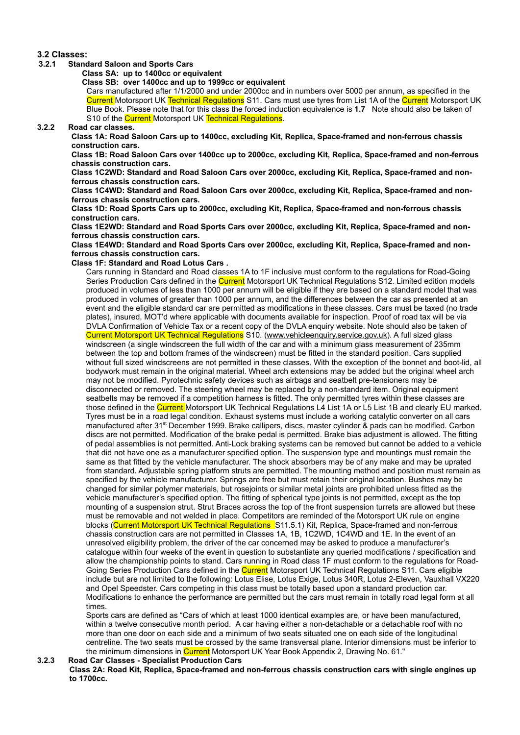### 3.2 Classes:

**3.2.1 Standard Saloon and Sports Cars**

**Class SA: up to 1400cc or equivalent**

**Class SB: over 1400cc and up to 1999cc or equivalent**

Cars manufactured after 1/1/2000 and under 2000cc and in numbers over 5000 per annum, as specified in the Current Motorsport UK Technical Regulations S11. Cars must use tyres from List 1A of the Current Motorsport UK Blue Book. Please note that for this class the forced induction equivalence is **1.7** Note should also be taken of S10 of the Current Motorsport UK Technical Regulations.

**3.2.2 Road car classes.**

**Class 1A: Road Saloon Cars up to 1400cc, excluding Kit, Replica, Space-framed and non-ferrous chassis construction cars.**

**Class 1B: Road Saloon Cars over 1400cc up to 2000cc, excluding Kit, Replica, Space-framed and non-ferrous chassis construction cars.**

**Class 1C2WD: Standard and Road Saloon Cars over 2000cc, excluding Kit, Replica, Space-framed and non-ferrous chassis construction cars.**

**Class 1C4WD: Standard and Road Saloon Cars over 2000cc, excluding Kit, Replica, Space-framed and non-ferrous chassis construction cars.**

**Class 1D: Road Sports Cars up to 2000cc, excluding Kit, Replica, Space-framed and non-ferrous chassis construction cars.**

**Class 1E2WD: Standard and Road Sports Cars over 2000cc, excluding Kit, Replica, Space-framed and non-ferrous chassis construction cars.**

**Class 1E4WD: Standard and Road Sports Cars over 2000cc, excluding Kit, Replica, Space-framed and non-ferrous chassis construction cars.**

**Class 1F: Standard and Road Lotus Cars .**

Cars running in Standard and Road classes 1A to 1F inclusive must conform to the regulations for Road-Going Series Production Cars defined in the Current Motorsport UK Technical Regulations S12. Limited edition models produced in volumes of less than 1000 per annum will be eligible if they are based on a standard model that was produced in volumes of greater than 1000 per annum, and the differences between the car as presented at an event and the eligible standard car are permitted as modifications in these classes. Cars must be taxed (no trade plates), insured, MOT'd where applicable with documents available for inspection. Proof of road tax will be via DVLA Confirmation of Vehicle Tax or a recent copy of the DVLA enquiry website. Note should also be taken of Current Motorsport UK Technical Regulations S10. (www.vehicleenquiry.service.gov.uk). A full sized glass windscreen (a single windscreen the full width of the car and with a minimum glass measurement of 235mm between the top and bottom frames of the windscreen) must be fitted in the standard position. Cars supplied without full sized windscreens are not permitted in these classes. With the exception of the bonnet and boot-lid, all bodywork must remain in the original material. Wheel arch extensions may be added but the original wheel arch may not be modified. Pyrotechnic safety devices such as airbags and seatbelt pre-tensioners may be disconnected or removed. The steering wheel may be replaced by a non-standard item. Original equipment seatbelts may be removed if a competition harness is fitted. The only permitted tyres within these classes are those defined in the Current Motorsport UK Technical Regulations L4 List 1A or L5 List 1B and clearly EU marked. Tyres must be in a road legal condition. Exhaust systems must include a working catalytic converter on all cars manufactured after 31st December 1999. Brake callipers, discs, master cylinder & pads can be modified. Carbon discs are not permitted. Modification of the brake pedal is permitted. Brake bias adjustment is allowed. The fitting of pedal assemblies is not permitted. Anti-Lock braking systems can be removed but cannot be added to a vehicle that did not have one as a manufacturer specified option. The suspension type and mountings must remain the same as that fitted by the vehicle manufacturer. The shock absorbers may be of any make and may be uprated from standard. Adjustable spring platform struts are permitted. The mounting method and position must remain as specified by the vehicle manufacturer. Springs are free but must retain their original location. Bushes may be changed for similar polymer materials, but rosejoints or similar metal joints are prohibited unless fitted as the vehicle manufacturer's specified option. The fitting of spherical type joints is not permitted, except as the top mounting of a suspension strut. Strut Braces across the top of the front suspension turrets are allowed but these must be removable and not welded in place. Competitors are reminded of the Motorsport UK rule on engine blocks (Current Motorsport UK Technical Regulations S11.5.1) Kit, Replica, Space-framed and non-ferrous chassis construction cars are not permitted in Classes 1A, 1B, 1C2WD, 1C4WD and 1E. In the event of an unresolved eligibility problem, the driver of the car concerned may be asked to produce a manufacturer's catalogue within four weeks of the event in question to substantiate any queried modifications / specification and allow the championship points to stand. Cars running in Road class 1F must conform to the regulations for Road-Going Series Production Cars defined in the Current Motorsport UK Technical Regulations S11. Cars eligible include but are not limited to the following: Lotus Elise, Lotus Exige, Lotus 340R, Lotus 2-Eleven, Vauxhall VX220 and Opel Speedster. Cars competing in this class must be totally based upon a standard production car. Modifications to enhance the performance are permitted but the cars must remain in totally road legal form at all times.

Sports cars are defined as "Cars of which at least 1000 identical examples are, or have been manufactured, within a twelve consecutive month period. A car having either a non-detachable or a detachable roof with no more than one door on each side and a minimum of two seats situated one on each side of the longitudinal centreline. The two seats must be crossed by the same transversal plane. Interior dimensions must be inferior to the minimum dimensions in Current Motorsport UK Year Book Appendix 2, Drawing No. 61."

**3.2.3 Road Car Classes - Specialist Production Cars**

**Class 2A: Road Kit, Replica, Space-framed and non-ferrous chassis construction cars with single engines up to 1700cc.**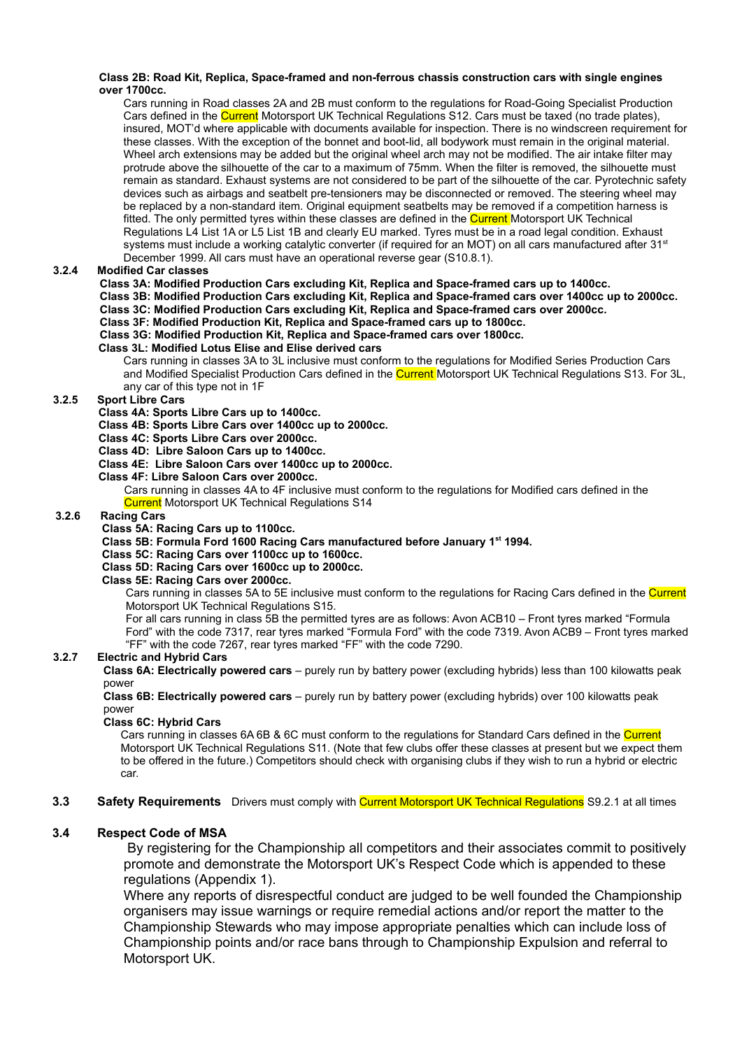**Class 2B: Road Kit, Replica, Space-framed and non-ferrous chassis construction cars with single engines over 1700cc.**

Cars running in Road classes 2A and 2B must conform to the regulations for Road-Going Specialist Production Cars defined in the Current Motorsport UK Technical Regulations S12. Cars must be taxed (no trade plates), insured, MOT'd where applicable with documents available for inspection. There is no windscreen requirement for these classes. With the exception of the bonnet and boot-lid, all bodywork must remain in the original material. Wheel arch extensions may be added but the original wheel arch may not be modified. The air intake filter may protrude above the silhouette of the car to a maximum of 75mm. When the filter is removed, the silhouette must remain as standard. Exhaust systems are not considered to be part of the silhouette of the car. Pyrotechnic safety devices such as airbags and seatbelt pre-tensioners may be disconnected or removed. The steering wheel may be replaced by a non-standard item. Original equipment seatbelts may be removed if a competition harness is fitted. The only permitted tyres within these classes are defined in the Current Motorsport UK Technical Regulations L4 List 1A or L5 List 1B and clearly EU marked. Tyres must be in a road legal condition. Exhaust systems must include a working catalytic converter (if required for an MOT) on all cars manufactured after 31st December 1999. All cars must have an operational reverse gear (S10.8.1).

**3.2.4 Modified Car classes**

**Class 3A: Modified Production Cars excluding Kit, Replica and Space-framed cars up to 1400cc.**
**Class 3B: Modified Production Cars excluding Kit, Replica and Space-framed cars over 1400cc up to 2000cc.**
**Class 3C: Modified Production Cars excluding Kit, Replica and Space-framed cars over 2000cc.**
**Class 3F: Modified Production Kit, Replica and Space-framed cars up to 1800cc.**
**Class 3G: Modified Production Kit, Replica and Space-framed cars over 1800cc.**
**Class 3L: Modified Lotus Elise and Elise derived cars**

Cars running in classes 3A to 3L inclusive must conform to the regulations for Modified Series Production Cars and Modified Specialist Production Cars defined in the Current Motorsport UK Technical Regulations S13. For 3L, any car of this type not in 1F

**3.2.5 Sport Libre Cars**

**Class 4A: Sports Libre Cars up to 1400cc.**
**Class 4B: Sports Libre Cars over 1400cc up to 2000cc.**
**Class 4C: Sports Libre Cars over 2000cc.**
**Class 4D: Libre Saloon Cars up to 1400cc.**
**Class 4E: Libre Saloon Cars over 1400cc up to 2000cc.**
**Class 4F: Libre Saloon Cars over 2000cc.**

Cars running in classes 4A to 4F inclusive must conform to the regulations for Modified cars defined in the Current Motorsport UK Technical Regulations S14

**3.2.6 Racing Cars**

**Class 5A: Racing Cars up to 1100cc.**
**Class 5B: Formula Ford 1600 Racing Cars manufactured before January 1st 1994.**
**Class 5C: Racing Cars over 1100cc up to 1600cc.**
**Class 5D: Racing Cars over 1600cc up to 2000cc.**
**Class 5E: Racing Cars over 2000cc.**

Cars running in classes 5A to 5E inclusive must conform to the regulations for Racing Cars defined in the Current Motorsport UK Technical Regulations S15.

For all cars running in class 5B the permitted tyres are as follows: Avon ACB10 – Front tyres marked "Formula Ford" with the code 7317, rear tyres marked "Formula Ford" with the code 7319. Avon ACB9 – Front tyres marked "FF" with the code 7267, rear tyres marked "FF" with the code 7290.

**3.2.7 Electric and Hybrid Cars**

**Class 6A: Electrically powered cars** – purely run by battery power (excluding hybrids) less than 100 kilowatts peak power

**Class 6B: Electrically powered cars** – purely run by battery power (excluding hybrids) over 100 kilowatts peak power

**Class 6C: Hybrid Cars**

Cars running in classes 6A 6B & 6C must conform to the regulations for Standard Cars defined in the Current Motorsport UK Technical Regulations S11. (Note that few clubs offer these classes at present but we expect them to be offered in the future.) Competitors should check with organising clubs if they wish to run a hybrid or electric car.

**3.3 Safety Requirements** Drivers must comply with Current Motorsport UK Technical Regulations S9.2.1 at all times

**3.4 Respect Code of MSA**

By registering for the Championship all competitors and their associates commit to positively promote and demonstrate the Motorsport UK's Respect Code which is appended to these regulations (Appendix 1).

Where any reports of disrespectful conduct are judged to be well founded the Championship organisers may issue warnings or require remedial actions and/or report the matter to the Championship Stewards who may impose appropriate penalties which can include loss of Championship points and/or race bans through to Championship Expulsion and referral to Motorsport UK.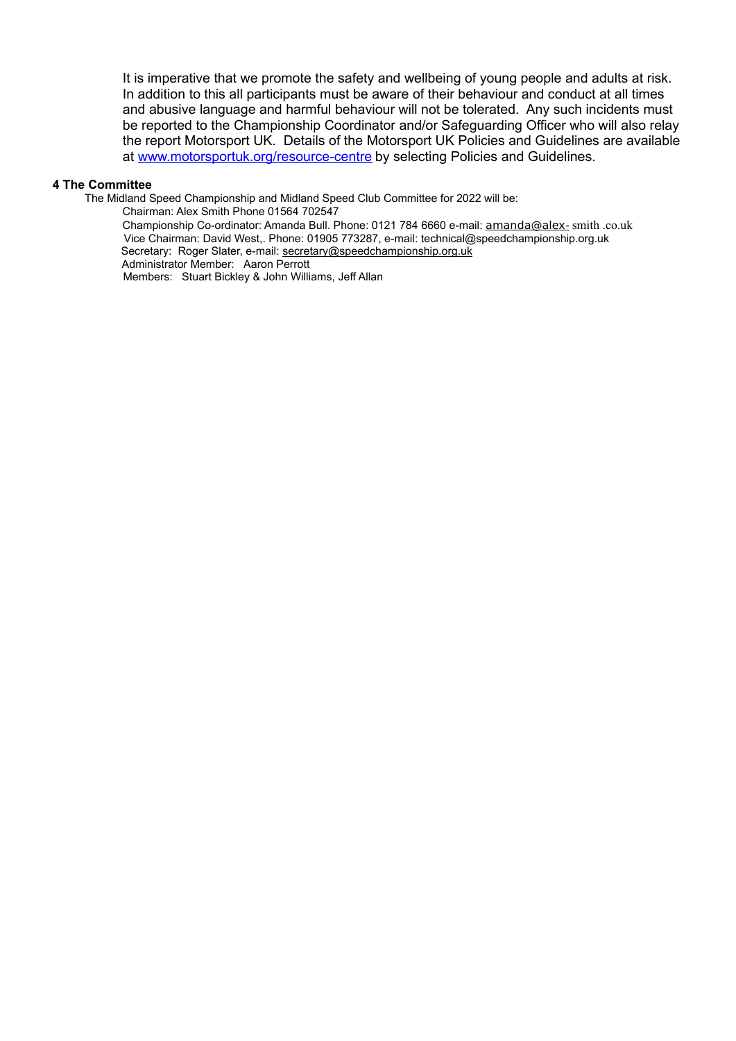It is imperative that we promote the safety and wellbeing of young people and adults at risk. In addition to this all participants must be aware of their behaviour and conduct at all times and abusive language and harmful behaviour will not be tolerated. Any such incidents must be reported to the Championship Coordinator and/or Safeguarding Officer who will also relay the report Motorsport UK. Details of the Motorsport UK Policies and Guidelines are available at www.motorsportuk.org/resource-centre by selecting Policies and Guidelines.

**4 The Committee**

The Midland Speed Championship and Midland Speed Club Committee for 2022 will be:

Chairman: Alex Smith Phone 01564 702547

Championship Co-ordinator: Amanda Bull. Phone: 0121 784 6660 e-mail: amanda@alex- smith .co.uk

Vice Chairman: David West,. Phone: 01905 773287, e-mail: technical@speedchampionship.org.uk

Secretary: Roger Slater, e-mail: secretary@speedchampionship.org.uk

Administrator Member: Aaron Perrott

Members: Stuart Bickley & John Williams, Jeff Allan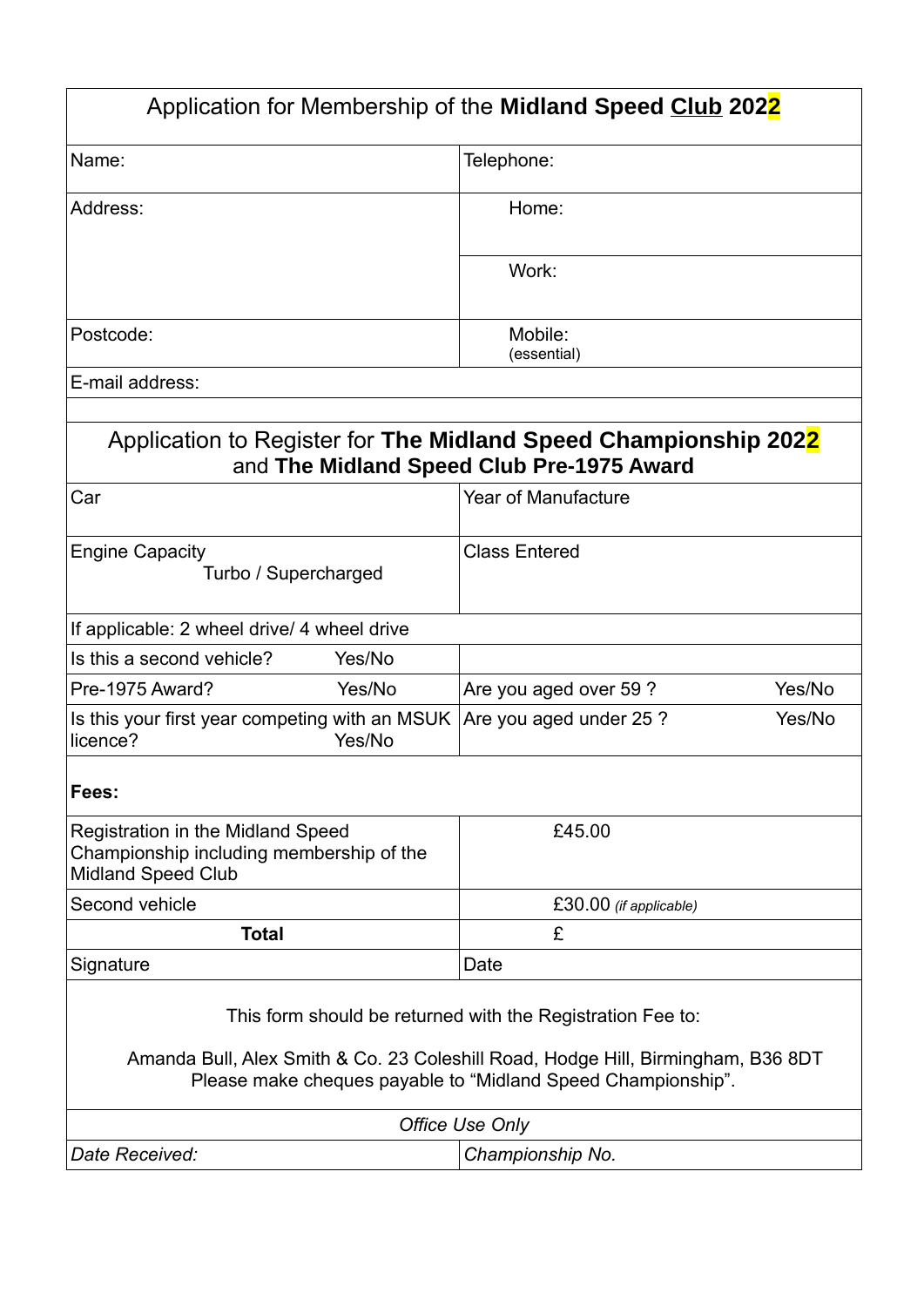# Application for Membership of the **Midland Speed Club 2022**

| | |
|---|---|
| Name: | Telephone: |
| Address: | Home: |
| | Work: |
| Postcode: | Mobile: (essential) |
| E-mail address: | |

## Application to Register for **The Midland Speed Championship 2022** and **The Midland Speed Club Pre-1975 Award**

| | |
|---|---|
| Car | Year of Manufacture |
| Engine Capacity Turbo / Supercharged | Class Entered |
| If applicable: 2 wheel drive/ 4 wheel drive | |
| Is this a second vehicle? Yes/No | |
| Pre-1975 Award? Yes/No | Are you aged over 59 ? Yes/No |
| Is this your first year competing with an MSUK licence? Yes/No | Are you aged under 25 ? Yes/No |

**Fees:**

| | |
|---|---|
| Registration in the Midland Speed Championship including membership of the Midland Speed Club | £45.00 |
| Second vehicle | £30.00 *(if applicable)* |
| **Total** | £ |
| Signature | Date |

This form should be returned with the Registration Fee to:

Amanda Bull, Alex Smith & Co. 23 Coleshill Road, Hodge Hill, Birmingham, B36 8DT
Please make cheques payable to "Midland Speed Championship".

| *Office Use Only* | |
|---|---|
| *Date Received:* | *Championship No.* |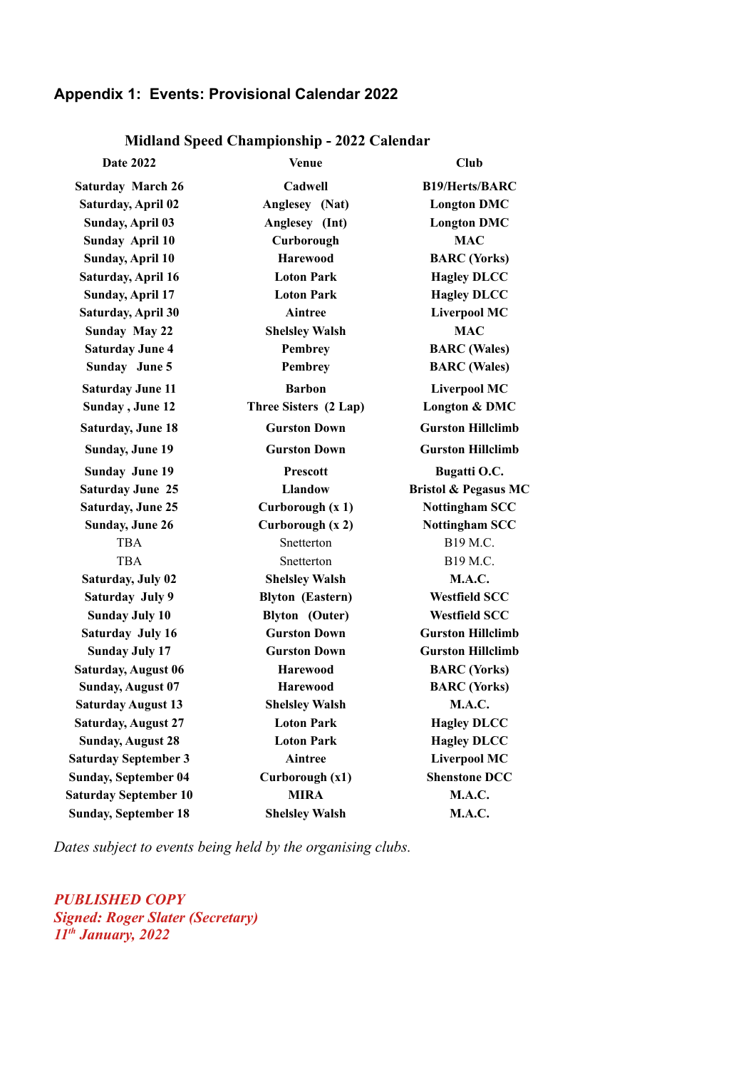## Appendix 1: Events: Provisional Calendar 2022

### Midland Speed Championship - 2022 Calendar

| Date 2022 | Venue | Club |
|---|---|---|
| **Saturday March 26** | **Cadwell** | **B19/Herts/BARC** |
| **Saturday, April 02** | **Anglesey (Nat)** | **Longton DMC** |
| **Sunday, April 03** | **Anglesey (Int)** | **Longton DMC** |
| **Sunday April 10** | **Curborough** | **MAC** |
| **Sunday, April 10** | **Harewood** | **BARC (Yorks)** |
| **Saturday, April 16** | **Loton Park** | **Hagley DLCC** |
| **Sunday, April 17** | **Loton Park** | **Hagley DLCC** |
| **Saturday, April 30** | **Aintree** | **Liverpool MC** |
| **Sunday May 22** | **Shelsley Walsh** | **MAC** |
| **Saturday June 4** | **Pembrey** | **BARC (Wales)** |
| **Sunday June 5** | **Pembrey** | **BARC (Wales)** |
| **Saturday June 11** | **Barbon** | **Liverpool MC** |
| **Sunday , June 12** | **Three Sisters (2 Lap)** | **Longton & DMC** |
| **Saturday, June 18** | **Gurston Down** | **Gurston Hillclimb** |
| **Sunday, June 19** | **Gurston Down** | **Gurston Hillclimb** |
| **Sunday June 19** | **Prescott** | **Bugatti O.C.** |
| **Saturday June 25** | **Llandow** | **Bristol & Pegasus MC** |
| **Saturday, June 25** | **Curborough (x 1)** | **Nottingham SCC** |
| **Sunday, June 26** | **Curborough (x 2)** | **Nottingham SCC** |
| TBA | Snetterton | B19 M.C. |
| TBA | Snetterton | B19 M.C. |
| **Saturday, July 02** | **Shelsley Walsh** | **M.A.C.** |
| **Saturday July 9** | **Blyton (Eastern)** | **Westfield SCC** |
| **Sunday July 10** | **Blyton (Outer)** | **Westfield SCC** |
| **Saturday July 16** | **Gurston Down** | **Gurston Hillclimb** |
| **Sunday July 17** | **Gurston Down** | **Gurston Hillclimb** |
| **Saturday, August 06** | **Harewood** | **BARC (Yorks)** |
| **Sunday, August 07** | **Harewood** | **BARC (Yorks)** |
| **Saturday August 13** | **Shelsley Walsh** | **M.A.C.** |
| **Saturday, August 27** | **Loton Park** | **Hagley DLCC** |
| **Sunday, August 28** | **Loton Park** | **Hagley DLCC** |
| **Saturday September 3** | **Aintree** | **Liverpool MC** |
| **Sunday, September 04** | **Curborough (x1)** | **Shenstone DCC** |
| **Saturday September 10** | **MIRA** | **M.A.C.** |
| **Sunday, September 18** | **Shelsley Walsh** | **M.A.C.** |

*Dates subject to events being held by the organising clubs.*

***PUBLISHED COPY***
***Signed: Roger Slater (Secretary)***
***11th January, 2022***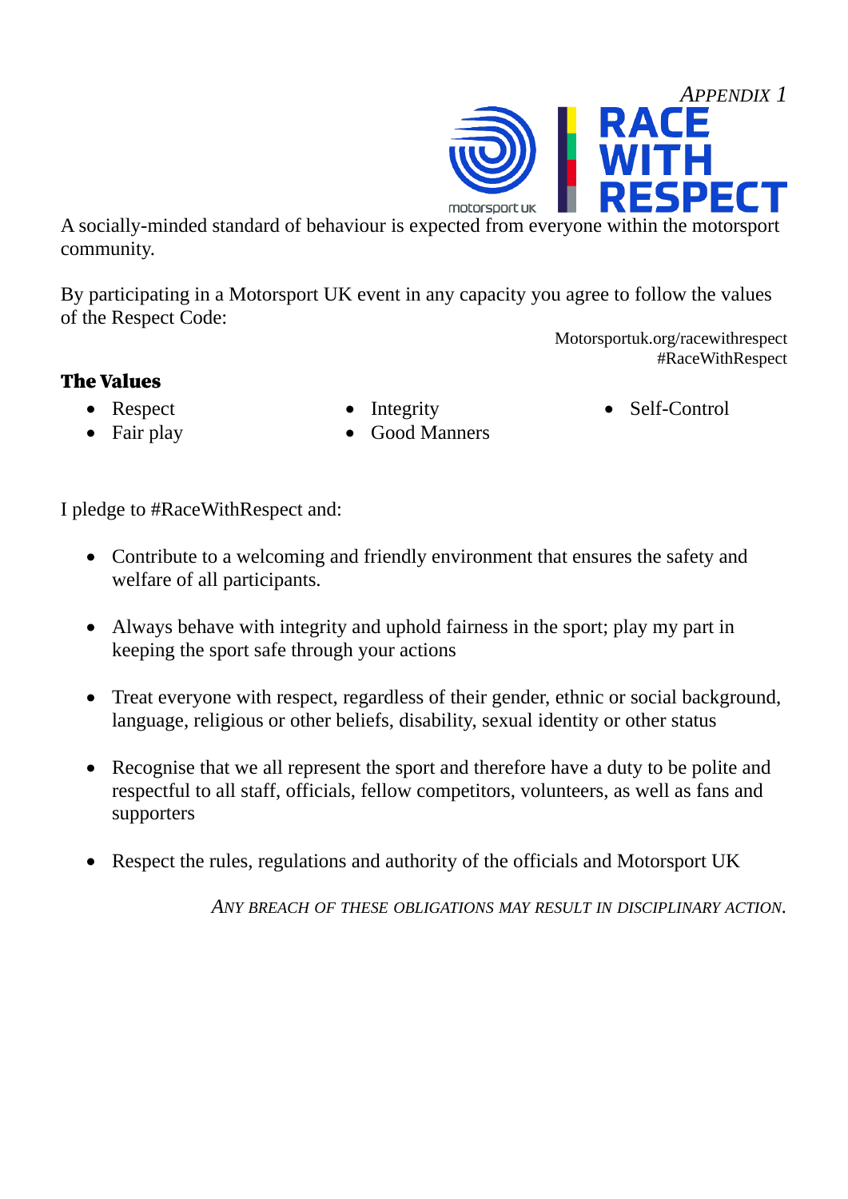*APPENDIX 1*

**RACE WITH RESPECT**

A socially-minded standard of behaviour is expected from everyone within the motorsport community.

By participating in a Motorsport UK event in any capacity you agree to follow the values of the Respect Code:

Motorsportuk.org/racewithrespect
#RaceWithRespect

### The Values

- Respect
- Fair play
- Integrity
- Good Manners
- Self-Control

I pledge to #RaceWithRespect and:

- Contribute to a welcoming and friendly environment that ensures the safety and welfare of all participants.
- Always behave with integrity and uphold fairness in the sport; play my part in keeping the sport safe through your actions
- Treat everyone with respect, regardless of their gender, ethnic or social background, language, religious or other beliefs, disability, sexual identity or other status
- Recognise that we all represent the sport and therefore have a duty to be polite and respectful to all staff, officials, fellow competitors, volunteers, as well as fans and supporters
- Respect the rules, regulations and authority of the officials and Motorsport UK

*ANY BREACH OF THESE OBLIGATIONS MAY RESULT IN DISCIPLINARY ACTION.*